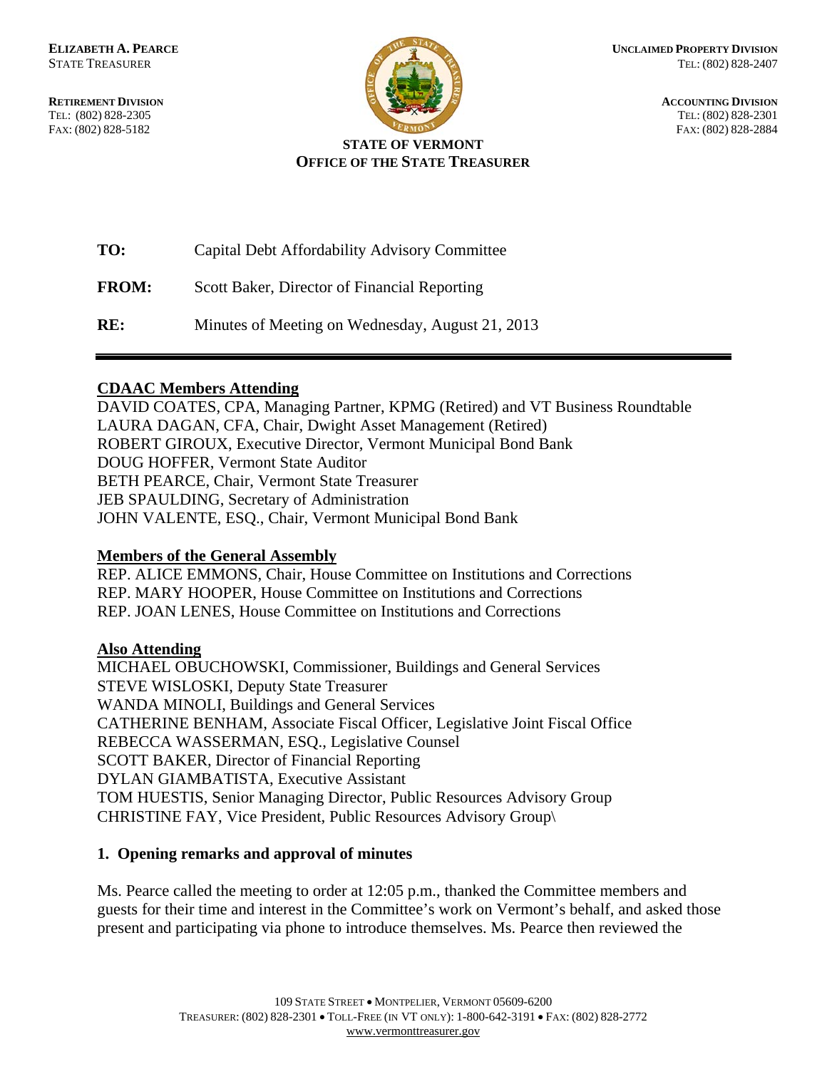**ELIZABETH A. PEARCE**
STATE TREASURER

**RETIREMENT DIVISION**
TEL: (802) 828-2305
FAX: (802) 828-5182

**UNCLAIMED PROPERTY DIVISION**
TEL: (802) 828-2407

**ACCOUNTING DIVISION**
TEL: (802) 828-2301
FAX: (802) 828-2884

**STATE OF VERMONT**
**OFFICE OF THE STATE TREASURER**

**TO:** Capital Debt Affordability Advisory Committee

**FROM:** Scott Baker, Director of Financial Reporting

**RE:** Minutes of Meeting on Wednesday, August 21, 2013

---

**CDAAC Members Attending**

DAVID COATES, CPA, Managing Partner, KPMG (Retired) and VT Business Roundtable
LAURA DAGAN, CFA, Chair, Dwight Asset Management (Retired)
ROBERT GIROUX, Executive Director, Vermont Municipal Bond Bank
DOUG HOFFER, Vermont State Auditor
BETH PEARCE, Chair, Vermont State Treasurer
JEB SPAULDING, Secretary of Administration
JOHN VALENTE, ESQ., Chair, Vermont Municipal Bond Bank

**Members of the General Assembly**

REP. ALICE EMMONS, Chair, House Committee on Institutions and Corrections
REP. MARY HOOPER, House Committee on Institutions and Corrections
REP. JOAN LENES, House Committee on Institutions and Corrections

**Also Attending**

MICHAEL OBUCHOWSKI, Commissioner, Buildings and General Services
STEVE WISLOSKI, Deputy State Treasurer
WANDA MINOLI, Buildings and General Services
CATHERINE BENHAM, Associate Fiscal Officer, Legislative Joint Fiscal Office
REBECCA WASSERMAN, ESQ., Legislative Counsel
SCOTT BAKER, Director of Financial Reporting
DYLAN GIAMBATISTA, Executive Assistant
TOM HUESTIS, Senior Managing Director, Public Resources Advisory Group
CHRISTINE FAY, Vice President, Public Resources Advisory Group\

## 1. Opening remarks and approval of minutes

Ms. Pearce called the meeting to order at 12:05 p.m., thanked the Committee members and guests for their time and interest in the Committee's work on Vermont's behalf, and asked those present and participating via phone to introduce themselves. Ms. Pearce then reviewed the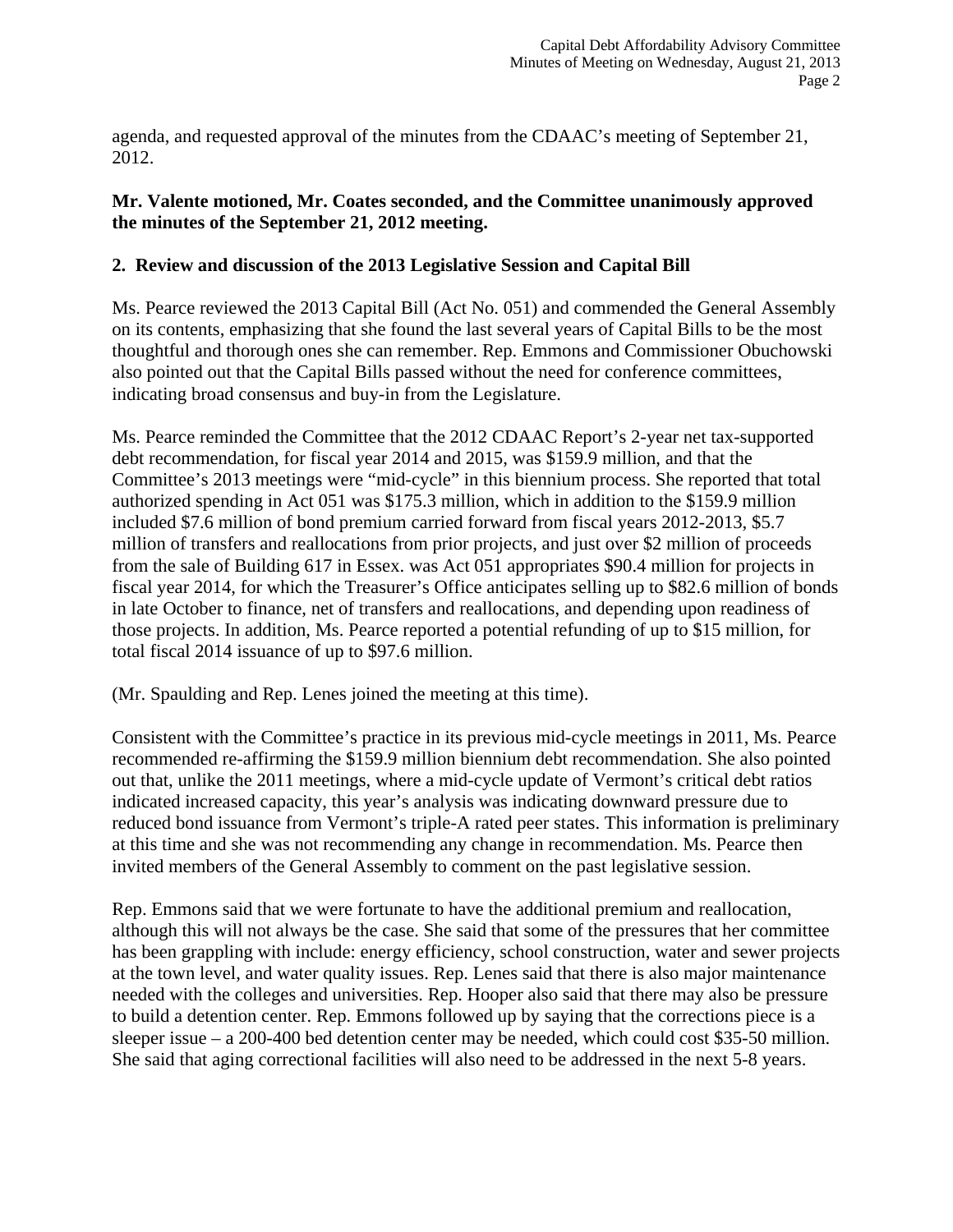agenda, and requested approval of the minutes from the CDAAC's meeting of September 21, 2012.

**Mr. Valente motioned, Mr. Coates seconded, and the Committee unanimously approved the minutes of the September 21, 2012 meeting.**

## 2. Review and discussion of the 2013 Legislative Session and Capital Bill

Ms. Pearce reviewed the 2013 Capital Bill (Act No. 051) and commended the General Assembly on its contents, emphasizing that she found the last several years of Capital Bills to be the most thoughtful and thorough ones she can remember. Rep. Emmons and Commissioner Obuchowski also pointed out that the Capital Bills passed without the need for conference committees, indicating broad consensus and buy-in from the Legislature.

Ms. Pearce reminded the Committee that the 2012 CDAAC Report's 2-year net tax-supported debt recommendation, for fiscal year 2014 and 2015, was $159.9 million, and that the Committee's 2013 meetings were "mid-cycle" in this biennium process. She reported that total authorized spending in Act 051 was $175.3 million, which in addition to the $159.9 million included $7.6 million of bond premium carried forward from fiscal years 2012-2013, $5.7 million of transfers and reallocations from prior projects, and just over $2 million of proceeds from the sale of Building 617 in Essex. was Act 051 appropriates $90.4 million for projects in fiscal year 2014, for which the Treasurer's Office anticipates selling up to $82.6 million of bonds in late October to finance, net of transfers and reallocations, and depending upon readiness of those projects. In addition, Ms. Pearce reported a potential refunding of up to $15 million, for total fiscal 2014 issuance of up to $97.6 million.

(Mr. Spaulding and Rep. Lenes joined the meeting at this time).

Consistent with the Committee's practice in its previous mid-cycle meetings in 2011, Ms. Pearce recommended re-affirming the $159.9 million biennium debt recommendation. She also pointed out that, unlike the 2011 meetings, where a mid-cycle update of Vermont's critical debt ratios indicated increased capacity, this year's analysis was indicating downward pressure due to reduced bond issuance from Vermont's triple-A rated peer states. This information is preliminary at this time and she was not recommending any change in recommendation. Ms. Pearce then invited members of the General Assembly to comment on the past legislative session.

Rep. Emmons said that we were fortunate to have the additional premium and reallocation, although this will not always be the case. She said that some of the pressures that her committee has been grappling with include: energy efficiency, school construction, water and sewer projects at the town level, and water quality issues. Rep. Lenes said that there is also major maintenance needed with the colleges and universities. Rep. Hooper also said that there may also be pressure to build a detention center. Rep. Emmons followed up by saying that the corrections piece is a sleeper issue – a 200-400 bed detention center may be needed, which could cost $35-50 million. She said that aging correctional facilities will also need to be addressed in the next 5-8 years.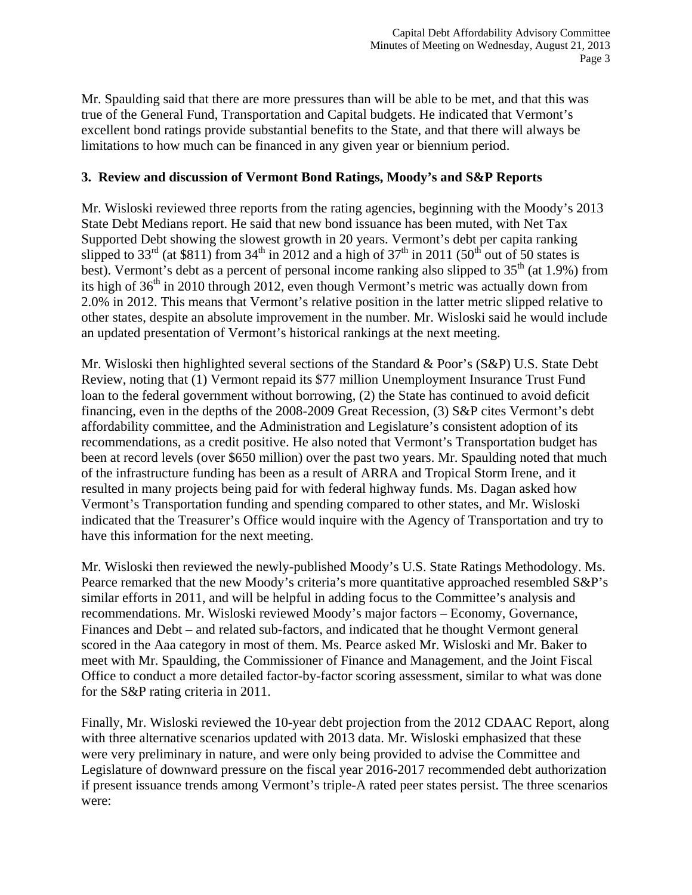Mr. Spaulding said that there are more pressures than will be able to be met, and that this was true of the General Fund, Transportation and Capital budgets. He indicated that Vermont's excellent bond ratings provide substantial benefits to the State, and that there will always be limitations to how much can be financed in any given year or biennium period.

**3. Review and discussion of Vermont Bond Ratings, Moody's and S&P Reports**

Mr. Wisloski reviewed three reports from the rating agencies, beginning with the Moody's 2013 State Debt Medians report. He said that new bond issuance has been muted, with Net Tax Supported Debt showing the slowest growth in 20 years. Vermont's debt per capita ranking slipped to 33rd (at $811) from 34th in 2012 and a high of 37th in 2011 (50th out of 50 states is best). Vermont's debt as a percent of personal income ranking also slipped to 35th (at 1.9%) from its high of 36th in 2010 through 2012, even though Vermont's metric was actually down from 2.0% in 2012. This means that Vermont's relative position in the latter metric slipped relative to other states, despite an absolute improvement in the number. Mr. Wisloski said he would include an updated presentation of Vermont's historical rankings at the next meeting.

Mr. Wisloski then highlighted several sections of the Standard & Poor's (S&P) U.S. State Debt Review, noting that (1) Vermont repaid its $77 million Unemployment Insurance Trust Fund loan to the federal government without borrowing, (2) the State has continued to avoid deficit financing, even in the depths of the 2008-2009 Great Recession, (3) S&P cites Vermont's debt affordability committee, and the Administration and Legislature's consistent adoption of its recommendations, as a credit positive. He also noted that Vermont's Transportation budget has been at record levels (over $650 million) over the past two years. Mr. Spaulding noted that much of the infrastructure funding has been as a result of ARRA and Tropical Storm Irene, and it resulted in many projects being paid for with federal highway funds. Ms. Dagan asked how Vermont's Transportation funding and spending compared to other states, and Mr. Wisloski indicated that the Treasurer's Office would inquire with the Agency of Transportation and try to have this information for the next meeting.

Mr. Wisloski then reviewed the newly-published Moody's U.S. State Ratings Methodology. Ms. Pearce remarked that the new Moody's criteria's more quantitative approached resembled S&P's similar efforts in 2011, and will be helpful in adding focus to the Committee's analysis and recommendations. Mr. Wisloski reviewed Moody's major factors – Economy, Governance, Finances and Debt – and related sub-factors, and indicated that he thought Vermont general scored in the Aaa category in most of them. Ms. Pearce asked Mr. Wisloski and Mr. Baker to meet with Mr. Spaulding, the Commissioner of Finance and Management, and the Joint Fiscal Office to conduct a more detailed factor-by-factor scoring assessment, similar to what was done for the S&P rating criteria in 2011.

Finally, Mr. Wisloski reviewed the 10-year debt projection from the 2012 CDAAC Report, along with three alternative scenarios updated with 2013 data. Mr. Wisloski emphasized that these were very preliminary in nature, and were only being provided to advise the Committee and Legislature of downward pressure on the fiscal year 2016-2017 recommended debt authorization if present issuance trends among Vermont's triple-A rated peer states persist. The three scenarios were: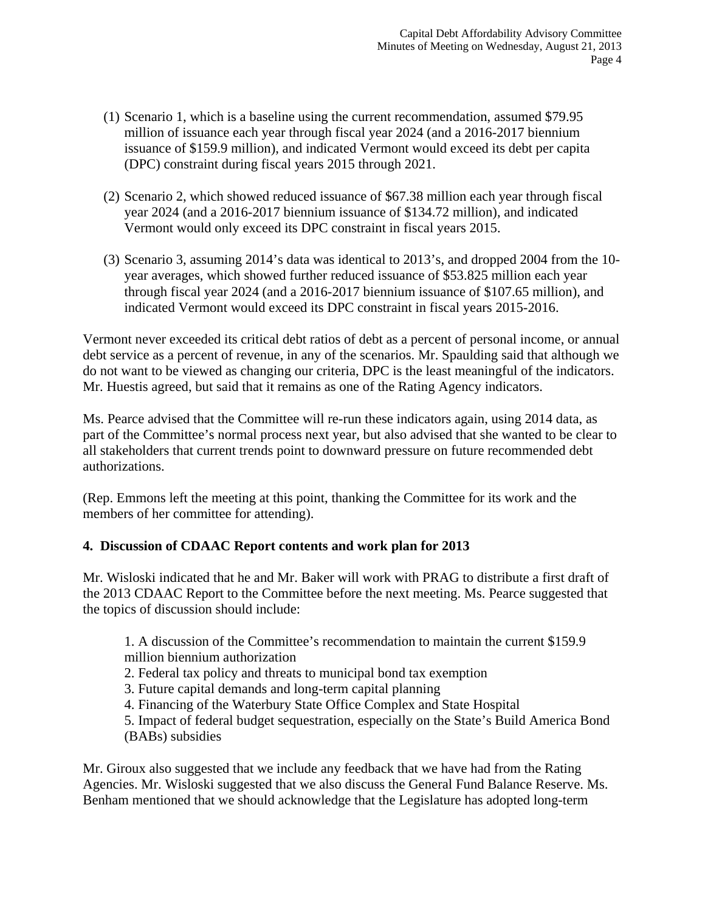(1) Scenario 1, which is a baseline using the current recommendation, assumed $79.95 million of issuance each year through fiscal year 2024 (and a 2016-2017 biennium issuance of $159.9 million), and indicated Vermont would exceed its debt per capita (DPC) constraint during fiscal years 2015 through 2021.

(2) Scenario 2, which showed reduced issuance of $67.38 million each year through fiscal year 2024 (and a 2016-2017 biennium issuance of $134.72 million), and indicated Vermont would only exceed its DPC constraint in fiscal years 2015.

(3) Scenario 3, assuming 2014's data was identical to 2013's, and dropped 2004 from the 10-year averages, which showed further reduced issuance of $53.825 million each year through fiscal year 2024 (and a 2016-2017 biennium issuance of $107.65 million), and indicated Vermont would exceed its DPC constraint in fiscal years 2015-2016.

Vermont never exceeded its critical debt ratios of debt as a percent of personal income, or annual debt service as a percent of revenue, in any of the scenarios. Mr. Spaulding said that although we do not want to be viewed as changing our criteria, DPC is the least meaningful of the indicators. Mr. Huestis agreed, but said that it remains as one of the Rating Agency indicators.

Ms. Pearce advised that the Committee will re-run these indicators again, using 2014 data, as part of the Committee's normal process next year, but also advised that she wanted to be clear to all stakeholders that current trends point to downward pressure on future recommended debt authorizations.

(Rep. Emmons left the meeting at this point, thanking the Committee for its work and the members of her committee for attending).

**4. Discussion of CDAAC Report contents and work plan for 2013**

Mr. Wisloski indicated that he and Mr. Baker will work with PRAG to distribute a first draft of the 2013 CDAAC Report to the Committee before the next meeting. Ms. Pearce suggested that the topics of discussion should include:

1. A discussion of the Committee's recommendation to maintain the current $159.9 million biennium authorization
2. Federal tax policy and threats to municipal bond tax exemption
3. Future capital demands and long-term capital planning
4. Financing of the Waterbury State Office Complex and State Hospital
5. Impact of federal budget sequestration, especially on the State's Build America Bond (BABs) subsidies

Mr. Giroux also suggested that we include any feedback that we have had from the Rating Agencies. Mr. Wisloski suggested that we also discuss the General Fund Balance Reserve. Ms. Benham mentioned that we should acknowledge that the Legislature has adopted long-term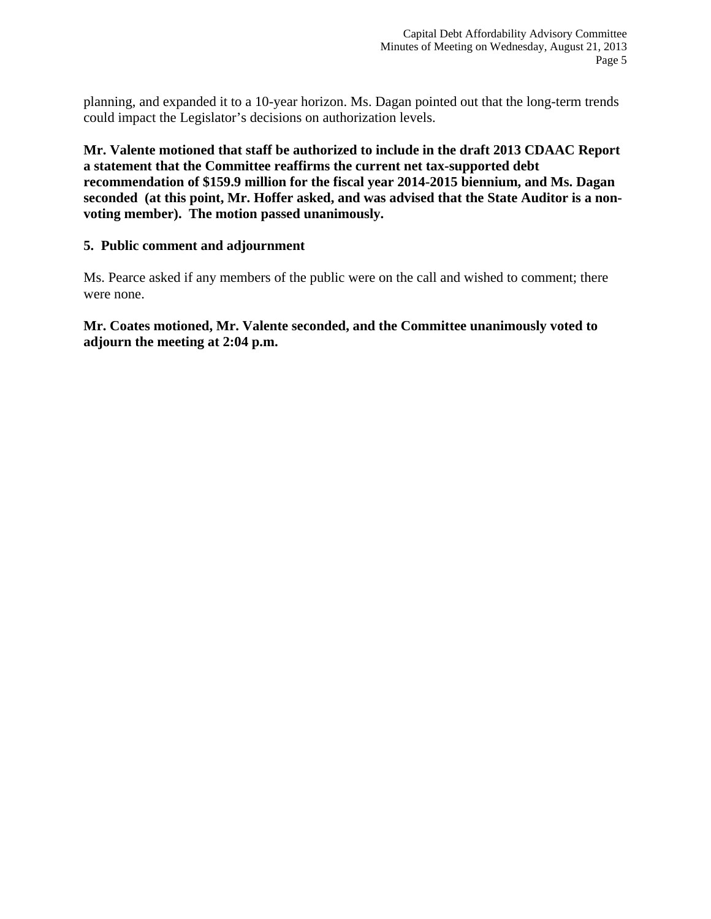planning, and expanded it to a 10-year horizon. Ms. Dagan pointed out that the long-term trends could impact the Legislator's decisions on authorization levels.

**Mr. Valente motioned that staff be authorized to include in the draft 2013 CDAAC Report a statement that the Committee reaffirms the current net tax-supported debt recommendation of $159.9 million for the fiscal year 2014-2015 biennium, and Ms. Dagan seconded (at this point, Mr. Hoffer asked, and was advised that the State Auditor is a non-voting member). The motion passed unanimously.**

## 5. Public comment and adjournment

Ms. Pearce asked if any members of the public were on the call and wished to comment; there were none.

**Mr. Coates motioned, Mr. Valente seconded, and the Committee unanimously voted to adjourn the meeting at 2:04 p.m.**